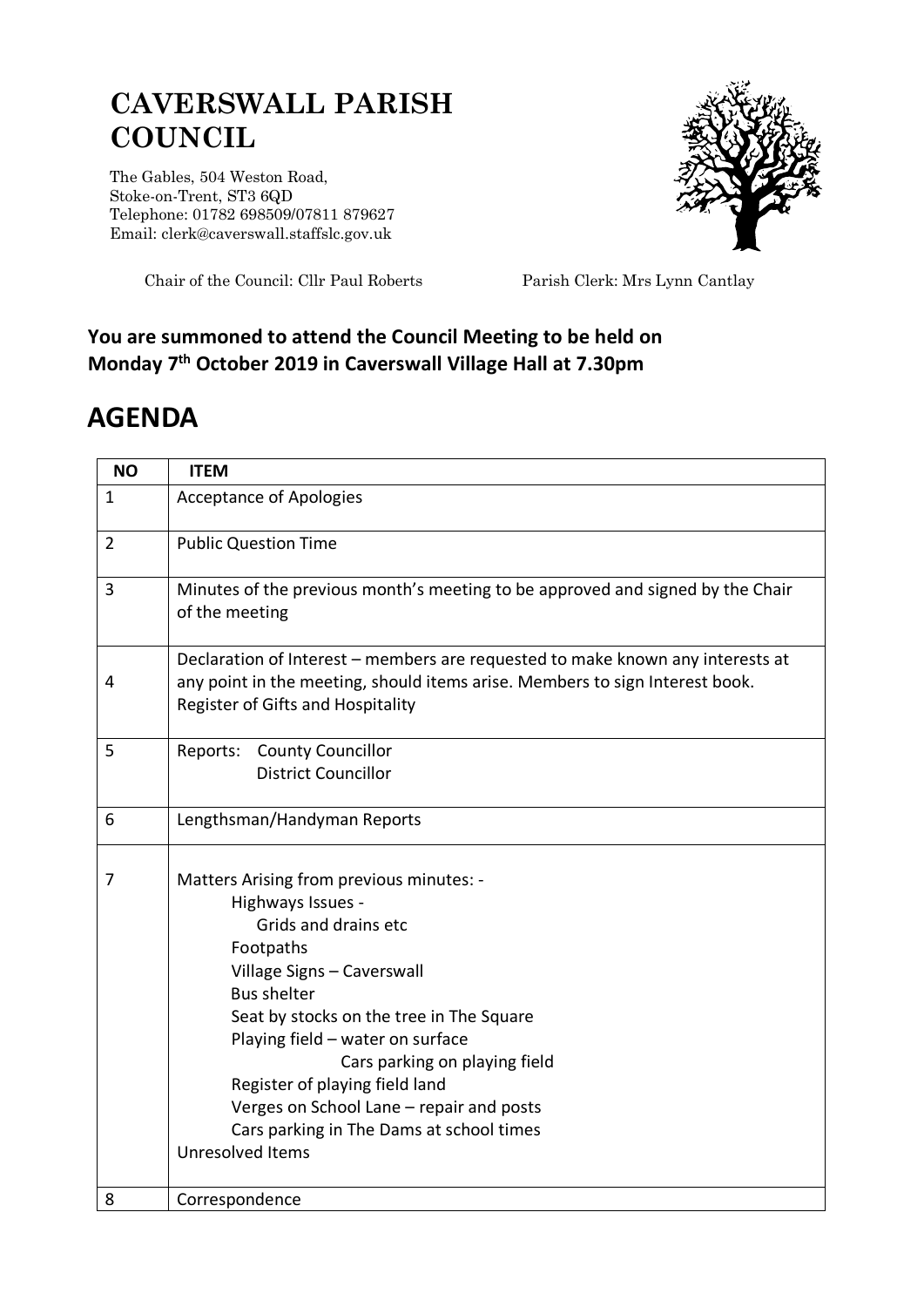# CAVERSWALL PARISH COUNCIL

The Gables, 504 Weston Road,
Stoke-on-Trent, ST3 6QD
Telephone: 01782 698509/07811 879627
Email: clerk@caverswall.staffslc.gov.uk

Chair of the Council: Cllr Paul Roberts                Parish Clerk: Mrs Lynn Cantlay

**You are summoned to attend the Council Meeting to be held on Monday 7th October 2019 in Caverswall Village Hall at 7.30pm**

# AGENDA

| NO | ITEM |
|---|---|
| 1 | Acceptance of Apologies |
| 2 | Public Question Time |
| 3 | Minutes of the previous month's meeting to be approved and signed by the Chair of the meeting |
| 4 | Declaration of Interest – members are requested to make known any interests at any point in the meeting, should items arise. Members to sign Interest book. Register of Gifts and Hospitality |
| 5 | Reports: County Councillor<br>District Councillor |
| 6 | Lengthsman/Handyman Reports |
| 7 | Matters Arising from previous minutes: -<br>Highways Issues -<br>Grids and drains etc<br>Footpaths<br>Village Signs – Caverswall<br>Bus shelter<br>Seat by stocks on the tree in The Square<br>Playing field – water on surface<br>Cars parking on playing field<br>Register of playing field land<br>Verges on School Lane – repair and posts<br>Cars parking in The Dams at school times<br>Unresolved Items |
| 8 | Correspondence |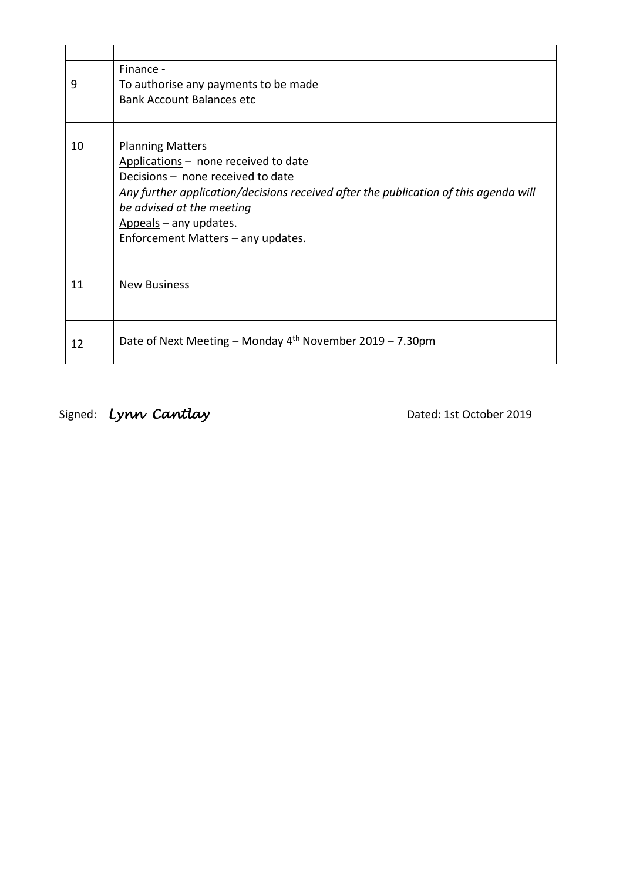| | |
|---|---|
| 9 | Finance -<br>To authorise any payments to be made<br>Bank Account Balances etc |
| 10 | Planning Matters<br>Applications – none received to date<br>Decisions – none received to date<br>*Any further application/decisions received after the publication of this agenda will be advised at the meeting*<br>Appeals – any updates.<br>Enforcement Matters – any updates. |
| 11 | New Business |
| 12 | Date of Next Meeting – Monday 4th November 2019 – 7.30pm |

Signed: ***Lynn Cantlay*** Dated: 1st October 2019